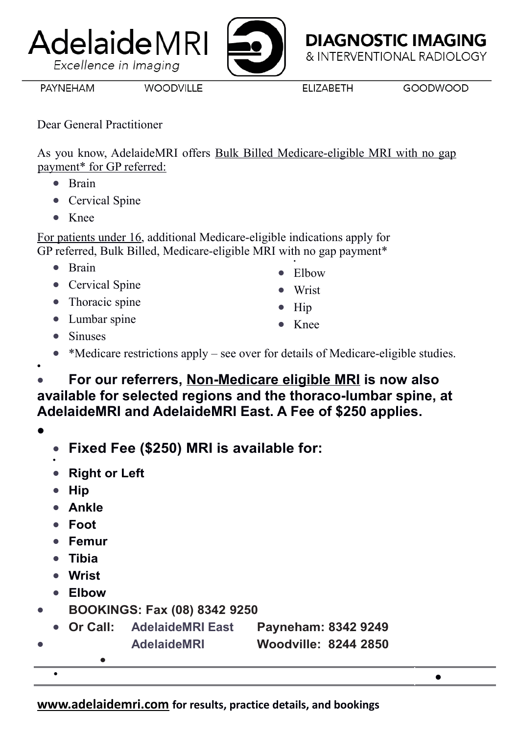AdelaideMRI
*Excellence in Imaging*

**DIAGNOSTIC IMAGING**
& INTERVENTIONAL RADIOLOGY

PAYNEHAM WOODVILLE ELIZABETH GOODWOOD

Dear General Practitioner

As you know, AdelaideMRI offers Bulk Billed Medicare-eligible MRI with no gap payment* for GP referred:

- Brain
- Cervical Spine
- Knee

For patients under 16, additional Medicare-eligible indications apply for GP referred, Bulk Billed, Medicare-eligible MRI with no gap payment*

- Brain
- Cervical Spine
- Thoracic spine
- Lumbar spine
- Sinuses
- Elbow
- Wrist
- Hip
- Knee

- *Medicare restrictions apply – see over for details of Medicare-eligible studies.

**For our referrers, Non-Medicare eligible MRI is now also available for selected regions and the thoraco-lumbar spine, at AdelaideMRI and AdelaideMRI East. A Fee of $250 applies.**

**Fixed Fee ($250) MRI is available for:**

- **Right or Left**
- **Hip**
- **Ankle**
- **Foot**
- **Femur**
- **Tibia**
- **Wrist**
- **Elbow**

**BOOKINGS: Fax (08) 8342 9250**

**Or Call:** **AdelaideMRI East** **Payneham: 8342 9249**
**AdelaideMRI** **Woodville: 8244 2850**

**www.adelaidemri.com for results, practice details, and bookings**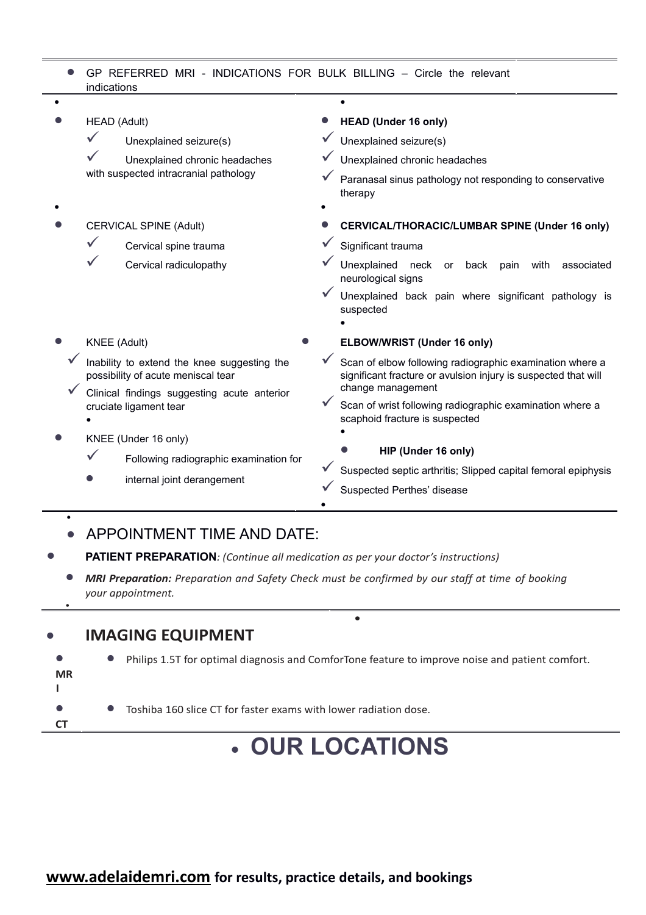## GP REFERRED MRI - INDICATIONS FOR BULK BILLING – Circle the relevant indications

**HEAD (Adult)**
- ✓ Unexplained seizure(s)
- ✓ Unexplained chronic headaches with suspected intracranial pathology

**CERVICAL SPINE (Adult)**
- ✓ Cervical spine trauma
- ✓ Cervical radiculopathy

**KNEE (Adult)**
- ✓ Inability to extend the knee suggesting the possibility of acute meniscal tear
- ✓ Clinical findings suggesting acute anterior cruciate ligament tear

**KNEE (Under 16 only)**
- ✓ Following radiographic examination for
- internal joint derangement

**HEAD (Under 16 only)**
- ✓ Unexplained seizure(s)
- ✓ Unexplained chronic headaches
- ✓ Paranasal sinus pathology not responding to conservative therapy

**CERVICAL/THORACIC/LUMBAR SPINE (Under 16 only)**
- ✓ Significant trauma
- ✓ Unexplained neck or back pain with associated neurological signs
- ✓ Unexplained back pain where significant pathology is suspected

**ELBOW/WRIST (Under 16 only)**
- ✓ Scan of elbow following radiographic examination where a significant fracture or avulsion injury is suspected that will change management
- ✓ Scan of wrist following radiographic examination where a scaphoid fracture is suspected

**HIP (Under 16 only)**
- ✓ Suspected septic arthritis; Slipped capital femoral epiphysis
- ✓ Suspected Perthes' disease

## APPOINTMENT TIME AND DATE:

**PATIENT PREPARATION**: *(Continue all medication as per your doctor's instructions)*

***MRI Preparation:*** *Preparation and Safety Check must be confirmed by our staff at time of booking your appointment.*

## IMAGING EQUIPMENT

- **MRI**
  - Philips 1.5T for optimal diagnosis and ComforTone feature to improve noise and patient comfort.
- **CT**
  - Toshiba 160 slice CT for faster exams with lower radiation dose.

# OUR LOCATIONS

**www.adelaidemri.com for results, practice details, and bookings**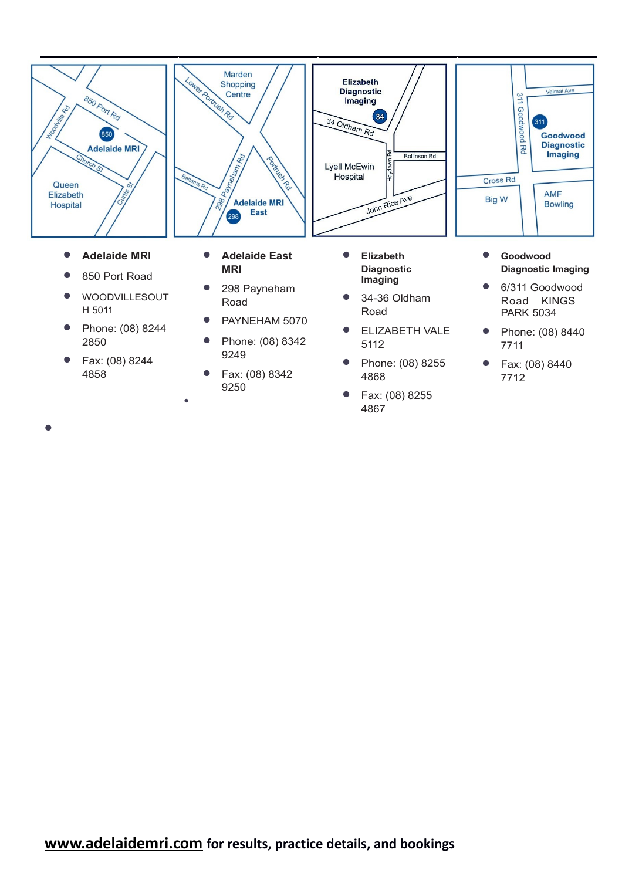Marden Shopping Centre

Elizabeth Diagnostic Imaging

850 Port Rd
Woodville Rd
850
Adelaide MRI
Church St
Queen Elizabeth Hospital
Curtis St

Lower Portrush Rd
Battams Rd
298 Payneham Rd
Portrush Rd
Adelaide MRI East
298

34
34 Oldham Rd
Lyell McEwin Hospital
Haydown Rd
Rollinson Rd
John Rice Ave

311 Goodwood Rd
Valmai Ave
311
Goodwood Diagnostic Imaging
Cross Rd
Big W
AMF Bowling

- **Adelaide MRI**
- 850 Port Road
- WOODVILLESOUTH 5011
- Phone: (08) 8244 2850
- Fax: (08) 8244 4858

- **Adelaide East MRI**
- 298 Payneham Road
- PAYNEHAM 5070
- Phone: (08) 8342 9249
- Fax: (08) 8342 9250

- **Elizabeth Diagnostic Imaging**
- 34-36 Oldham Road
- ELIZABETH VALE 5112
- Phone: (08) 8255 4868
- Fax: (08) 8255 4867

- **Goodwood Diagnostic Imaging**
- 6/311 Goodwood Road KINGS PARK 5034
- Phone: (08) 8440 7711
- Fax: (08) 8440 7712

**www.adelaidemri.com for results, practice details, and bookings**